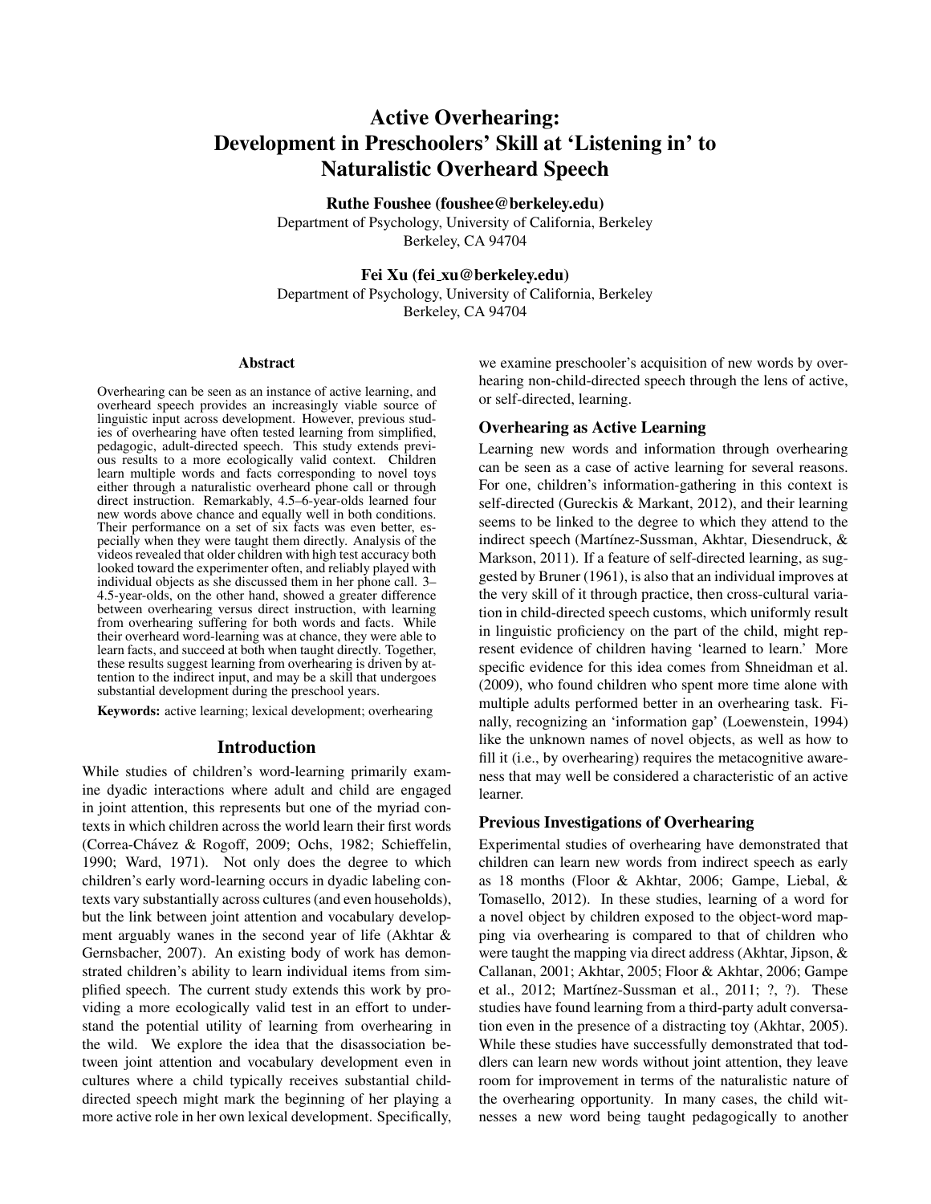# Active Overhearing: Development in Preschoolers' Skill at 'Listening in' to Naturalistic Overheard Speech

**Ruthe Foushee (foushee@berkeley.edu)**
Department of Psychology, University of California, Berkeley
Berkeley, CA 94704

**Fei Xu (fei_xu@berkeley.edu)**
Department of Psychology, University of California, Berkeley
Berkeley, CA 94704

## Abstract

Overhearing can be seen as an instance of active learning, and overheard speech provides an increasingly viable source of linguistic input across development. However, previous studies of overhearing have often tested learning from simplified, pedagogic, adult-directed speech. This study extends previous results to a more ecologically valid context. Children learn multiple words and facts corresponding to novel toys either through a naturalistic overheard phone call or through direct instruction. Remarkably, 4.5–6-year-olds learned four new words above chance and equally well in both conditions. Their performance on a set of six facts was even better, especially when they were taught them directly. Analysis of the videos revealed that older children with high test accuracy both looked toward the experimenter often, and reliably played with individual objects as she discussed them in her phone call. 3–4.5-year-olds, on the other hand, showed a greater difference between overhearing versus direct instruction, with learning from overhearing suffering for both words and facts. While their overheard word-learning was at chance, they were able to learn facts, and succeed at both when taught directly. Together, these results suggest learning from overhearing is driven by attention to the indirect input, and may be a skill that undergoes substantial development during the preschool years.

**Keywords:** active learning; lexical development; overhearing

## Introduction

While studies of children's word-learning primarily examine dyadic interactions where adult and child are engaged in joint attention, this represents but one of the myriad contexts in which children across the world learn their first words (Correa-Chávez & Rogoff, 2009; Ochs, 1982; Schieffelin, 1990; Ward, 1971). Not only does the degree to which children's early word-learning occurs in dyadic labeling contexts vary substantially across cultures (and even households), but the link between joint attention and vocabulary development arguably wanes in the second year of life (Akhtar & Gernsbacher, 2007). An existing body of work has demonstrated children's ability to learn individual items from simplified speech. The current study extends this work by providing a more ecologically valid test in an effort to understand the potential utility of learning from overhearing in the wild. We explore the idea that the disassociation between joint attention and vocabulary development even in cultures where a child typically receives substantial child-directed speech might mark the beginning of her playing a more active role in her own lexical development. Specifically, we examine preschooler's acquisition of new words by overhearing non-child-directed speech through the lens of active, or self-directed, learning.

### Overhearing as Active Learning

Learning new words and information through overhearing can be seen as a case of active learning for several reasons. For one, children's information-gathering in this context is self-directed (Gureckis & Markant, 2012), and their learning seems to be linked to the degree to which they attend to the indirect speech (Martínez-Sussman, Akhtar, Diesendruck, & Markson, 2011). If a feature of self-directed learning, as suggested by Bruner (1961), is also that an individual improves at the very skill of it through practice, then cross-cultural variation in child-directed speech customs, which uniformly result in linguistic proficiency on the part of the child, might represent evidence of children having 'learned to learn.' More specific evidence for this idea comes from Shneidman et al. (2009), who found children who spent more time alone with multiple adults performed better in an overhearing task. Finally, recognizing an 'information gap' (Loewenstein, 1994) like the unknown names of novel objects, as well as how to fill it (i.e., by overhearing) requires the metacognitive awareness that may well be considered a characteristic of an active learner.

### Previous Investigations of Overhearing

Experimental studies of overhearing have demonstrated that children can learn new words from indirect speech as early as 18 months (Floor & Akhtar, 2006; Gampe, Liebal, & Tomasello, 2012). In these studies, learning of a word for a novel object by children exposed to the object-word mapping via overhearing is compared to that of children who were taught the mapping via direct address (Akhtar, Jipson, & Callanan, 2001; Akhtar, 2005; Floor & Akhtar, 2006; Gampe et al., 2012; Martínez-Sussman et al., 2011; ?, ?). These studies have found learning from a third-party adult conversation even in the presence of a distracting toy (Akhtar, 2005). While these studies have successfully demonstrated that toddlers can learn new words without joint attention, they leave room for improvement in terms of the naturalistic nature of the overhearing opportunity. In many cases, the child witnesses a new word being taught pedagogically to another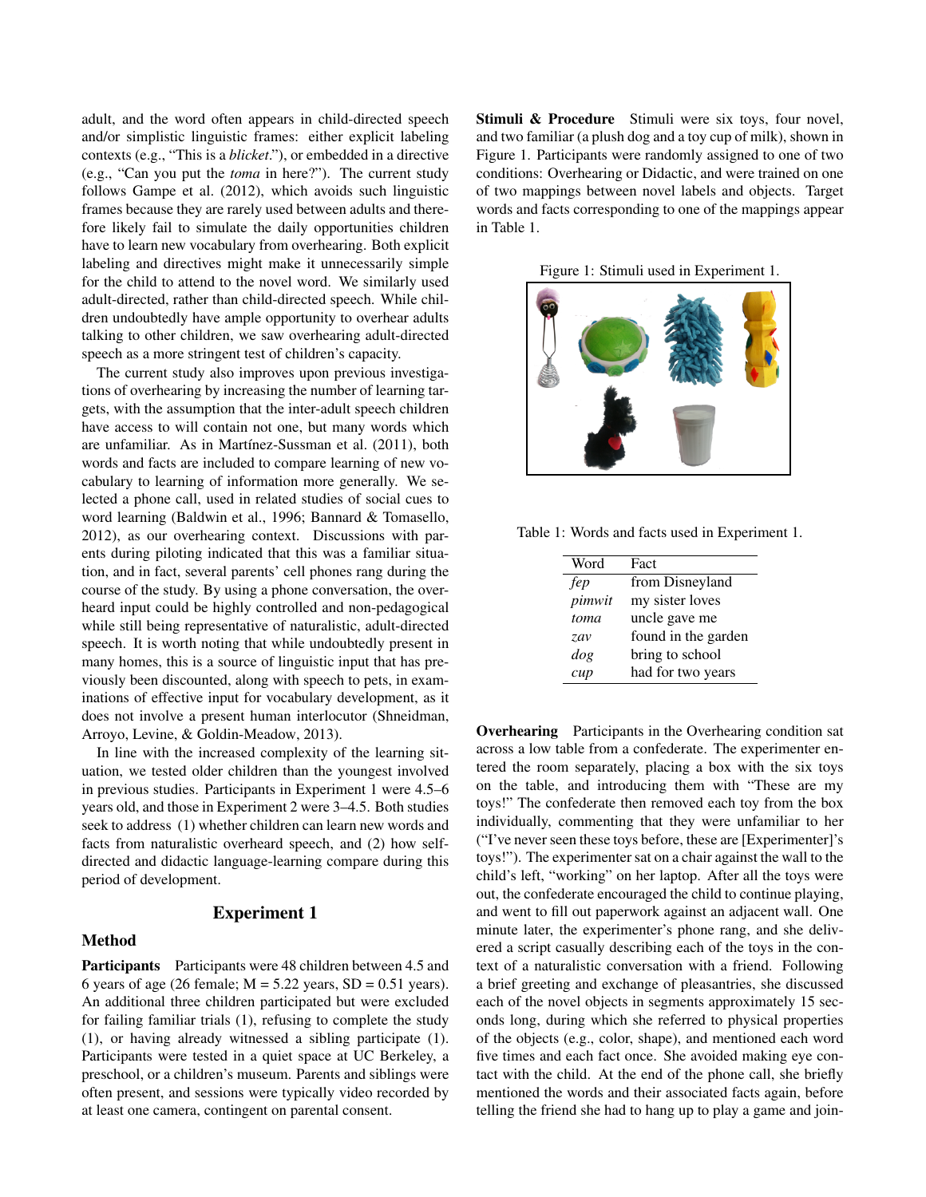adult, and the word often appears in child-directed speech and/or simplistic linguistic frames: either explicit labeling contexts (e.g., "This is a *blicket*."), or embedded in a directive (e.g., "Can you put the *toma* in here?"). The current study follows Gampe et al. (2012), which avoids such linguistic frames because they are rarely used between adults and therefore likely fail to simulate the daily opportunities children have to learn new vocabulary from overhearing. Both explicit labeling and directives might make it unnecessarily simple for the child to attend to the novel word. We similarly used adult-directed, rather than child-directed speech. While children undoubtedly have ample opportunity to overhear adults talking to other children, we saw overhearing adult-directed speech as a more stringent test of children's capacity.

The current study also improves upon previous investigations of overhearing by increasing the number of learning targets, with the assumption that the inter-adult speech children have access to will contain not one, but many words which are unfamiliar. As in Martínez-Sussman et al. (2011), both words and facts are included to compare learning of new vocabulary to learning of information more generally. We selected a phone call, used in related studies of social cues to word learning (Baldwin et al., 1996; Bannard & Tomasello, 2012), as our overhearing context. Discussions with parents during piloting indicated that this was a familiar situation, and in fact, several parents' cell phones rang during the course of the study. By using a phone conversation, the overheard input could be highly controlled and non-pedagogical while still being representative of naturalistic, adult-directed speech. It is worth noting that while undoubtedly present in many homes, this is a source of linguistic input that has previously been discounted, along with speech to pets, in examinations of effective input for vocabulary development, as it does not involve a present human interlocutor (Shneidman, Arroyo, Levine, & Goldin-Meadow, 2013).

In line with the increased complexity of the learning situation, we tested older children than the youngest involved in previous studies. Participants in Experiment 1 were 4.5–6 years old, and those in Experiment 2 were 3–4.5. Both studies seek to address (1) whether children can learn new words and facts from naturalistic overheard speech, and (2) how self-directed and didactic language-learning compare during this period of development.

## Experiment 1

### Method

**Participants** Participants were 48 children between 4.5 and 6 years of age (26 female; M = 5.22 years, SD = 0.51 years). An additional three children participated but were excluded for failing familiar trials (1), refusing to complete the study (1), or having already witnessed a sibling participate (1). Participants were tested in a quiet space at UC Berkeley, a preschool, or a children's museum. Parents and siblings were often present, and sessions were typically video recorded by at least one camera, contingent on parental consent.

**Stimuli & Procedure** Stimuli were six toys, four novel, and two familiar (a plush dog and a toy cup of milk), shown in Figure 1. Participants were randomly assigned to one of two conditions: Overhearing or Didactic, and were trained on one of two mappings between novel labels and objects. Target words and facts corresponding to one of the mappings appear in Table 1.

Figure 1: Stimuli used in Experiment 1.

Table 1: Words and facts used in Experiment 1.

| Word | Fact |
|---|---|
| *fep* | from Disneyland |
| *pimwit* | my sister loves |
| *toma* | uncle gave me |
| *zav* | found in the garden |
| *dog* | bring to school |
| *cup* | had for two years |

**Overhearing** Participants in the Overhearing condition sat across a low table from a confederate. The experimenter entered the room separately, placing a box with the six toys on the table, and introducing them with "These are my toys!" The confederate then removed each toy from the box individually, commenting that they were unfamiliar to her ("I've never seen these toys before, these are [Experimenter]'s toys!"). The experimenter sat on a chair against the wall to the child's left, "working" on her laptop. After all the toys were out, the confederate encouraged the child to continue playing, and went to fill out paperwork against an adjacent wall. One minute later, the experimenter's phone rang, and she delivered a script casually describing each of the toys in the context of a naturalistic conversation with a friend. Following a brief greeting and exchange of pleasantries, she discussed each of the novel objects in segments approximately 15 seconds long, during which she referred to physical properties of the objects (e.g., color, shape), and mentioned each word five times and each fact once. She avoided making eye contact with the child. At the end of the phone call, she briefly mentioned the words and their associated facts again, before telling the friend she had to hang up to play a game and join-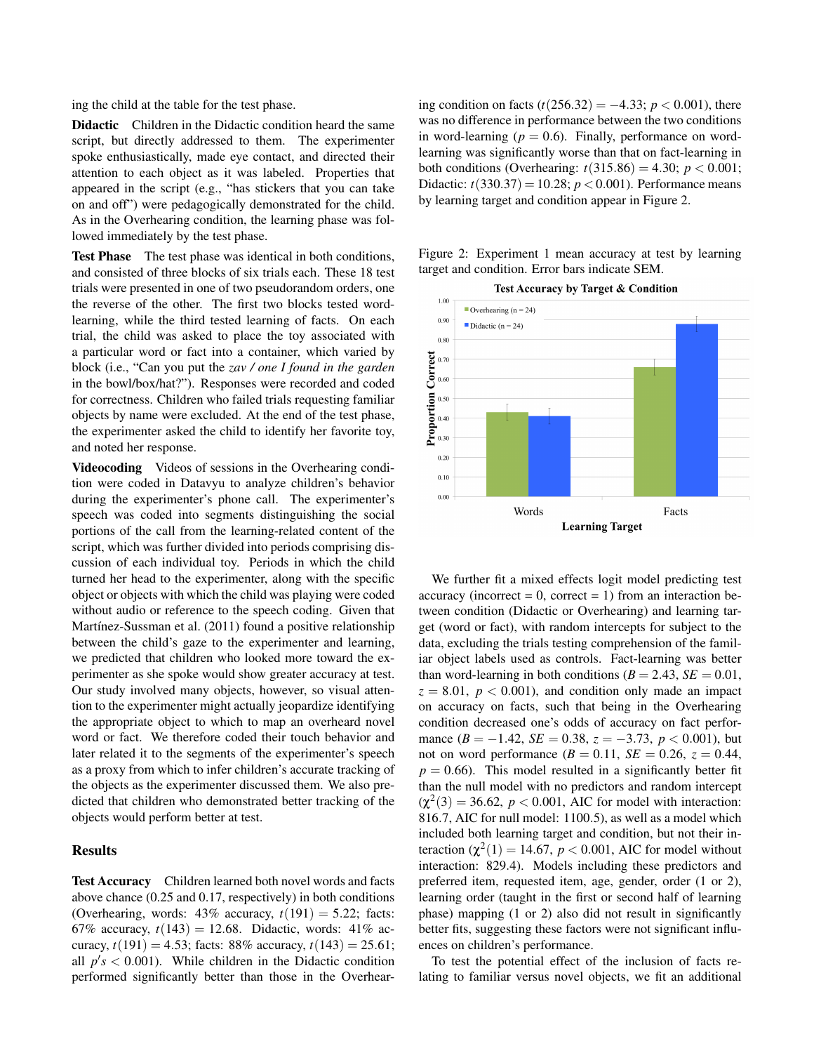ing the child at the table for the test phase.

**Didactic** Children in the Didactic condition heard the same script, but directly addressed to them. The experimenter spoke enthusiastically, made eye contact, and directed their attention to each object as it was labeled. Properties that appeared in the script (e.g., "has stickers that you can take on and off") were pedagogically demonstrated for the child. As in the Overhearing condition, the learning phase was followed immediately by the test phase.

**Test Phase** The test phase was identical in both conditions, and consisted of three blocks of six trials each. These 18 test trials were presented in one of two pseudorandom orders, one the reverse of the other. The first two blocks tested word-learning, while the third tested learning of facts. On each trial, the child was asked to place the toy associated with a particular word or fact into a container, which varied by block (i.e., "Can you put the *zav / one I found in the garden* in the bowl/box/hat?"). Responses were recorded and coded for correctness. Children who failed trials requesting familiar objects by name were excluded. At the end of the test phase, the experimenter asked the child to identify her favorite toy, and noted her response.

**Videocoding** Videos of sessions in the Overhearing condition were coded in Datavyu to analyze children's behavior during the experimenter's phone call. The experimenter's speech was coded into segments distinguishing the social portions of the call from the learning-related content of the script, which was further divided into periods comprising discussion of each individual toy. Periods in which the child turned her head to the experimenter, along with the specific object or objects with which the child was playing were coded without audio or reference to the speech coding. Given that Martínez-Sussman et al. (2011) found a positive relationship between the child's gaze to the experimenter and learning, we predicted that children who looked more toward the experimenter as she spoke would show greater accuracy at test. Our study involved many objects, however, so visual attention to the experimenter might actually jeopardize identifying the appropriate object to which to map an overheard novel word or fact. We therefore coded their touch behavior and later related it to the segments of the experimenter's speech as a proxy from which to infer children's accurate tracking of the objects as the experimenter discussed them. We also predicted that children who demonstrated better tracking of the objects would perform better at test.

## Results

**Test Accuracy** Children learned both novel words and facts above chance (0.25 and 0.17, respectively) in both conditions (Overhearing, words: 43% accuracy, $t(191) = 5.22$; facts: 67% accuracy, $t(143) = 12.68$. Didactic, words: 41% accuracy, $t(191) = 4.53$; facts: 88% accuracy, $t(143) = 25.61$; all $p's < 0.001$). While children in the Didactic condition performed significantly better than those in the Overhearing condition on facts ($t(256.32) = -4.33$; $p < 0.001$), there was no difference in performance between the two conditions in word-learning ($p = 0.6$). Finally, performance on word-learning was significantly worse than that on fact-learning in both conditions (Overhearing: $t(315.86) = 4.30$; $p < 0.001$; Didactic: $t(330.37) = 10.28$; $p < 0.001$). Performance means by learning target and condition appear in Figure 2.

Figure 2: Experiment 1 mean accuracy at test by learning target and condition. Error bars indicate SEM.

We further fit a mixed effects logit model predicting test accuracy (incorrect = 0, correct = 1) from an interaction between condition (Didactic or Overhearing) and learning target (word or fact), with random intercepts for subject to the data, excluding the trials testing comprehension of the familiar object labels used as controls. Fact-learning was better than word-learning in both conditions ($B = 2.43$, $SE = 0.01$, $z = 8.01$, $p < 0.001$), and condition only made an impact on accuracy on facts, such that being in the Overhearing condition decreased one's odds of accuracy on fact performance ($B = -1.42$, $SE = 0.38$, $z = -3.73$, $p < 0.001$), but not on word performance ($B = 0.11$, $SE = 0.26$, $z = 0.44$, $p = 0.66$). This model resulted in a significantly better fit than the null model with no predictors and random intercept ($\chi^2(3) = 36.62$, $p < 0.001$, AIC for model with interaction: 816.7, AIC for null model: 1100.5), as well as a model which included both learning target and condition, but not their interaction ($\chi^2(1) = 14.67$, $p < 0.001$, AIC for model without interaction: 829.4). Models including these predictors and preferred item, requested item, age, gender, order (1 or 2), learning order (taught in the first or second half of learning phase) mapping (1 or 2) also did not result in significantly better fits, suggesting these factors were not significant influences on children's performance.

To test the potential effect of the inclusion of facts relating to familiar versus novel objects, we fit an additional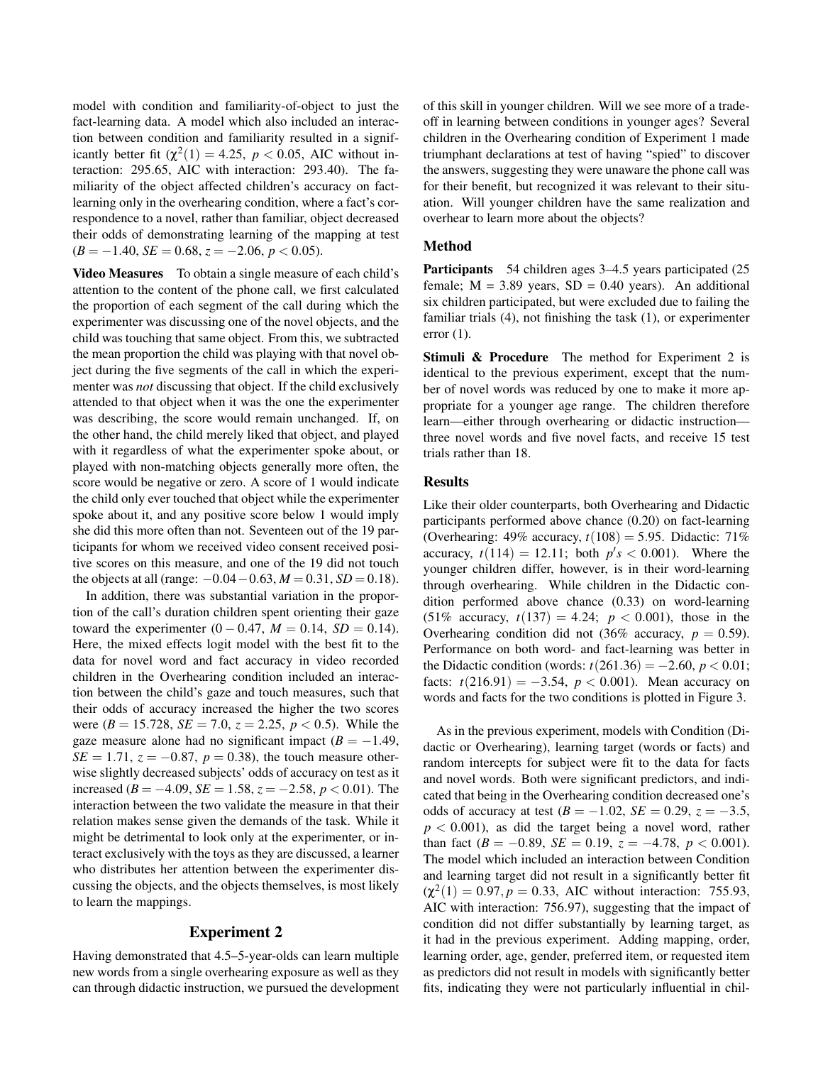model with condition and familiarity-of-object to just the fact-learning data. A model which also included an interaction between condition and familiarity resulted in a significantly better fit ($\chi^2(1) = 4.25$, $p < 0.05$, AIC without interaction: 295.65, AIC with interaction: 293.40). The familiarity of the object affected children's accuracy on fact-learning only in the overhearing condition, where a fact's correspondence to a novel, rather than familiar, object decreased their odds of demonstrating learning of the mapping at test ($B = -1.40$, $SE = 0.68$, $z = -2.06$, $p < 0.05$).

**Video Measures** To obtain a single measure of each child's attention to the content of the phone call, we first calculated the proportion of each segment of the call during which the experimenter was discussing one of the novel objects, and the child was touching that same object. From this, we subtracted the mean proportion the child was playing with that novel object during the five segments of the call in which the experimenter was *not* discussing that object. If the child exclusively attended to that object when it was the one the experimenter was describing, the score would remain unchanged. If, on the other hand, the child merely liked that object, and played with it regardless of what the experimenter spoke about, or played with non-matching objects generally more often, the score would be negative or zero. A score of 1 would indicate the child only ever touched that object while the experimenter spoke about it, and any positive score below 1 would imply she did this more often than not. Seventeen out of the 19 participants for whom we received video consent received positive scores on this measure, and one of the 19 did not touch the objects at all (range: $-0.04 - 0.63$, $M = 0.31$, $SD = 0.18$).

In addition, there was substantial variation in the proportion of the call's duration children spent orienting their gaze toward the experimenter ($0 - 0.47$, $M = 0.14$, $SD = 0.14$). Here, the mixed effects logit model with the best fit to the data for novel word and fact accuracy in video recorded children in the Overhearing condition included an interaction between the child's gaze and touch measures, such that their odds of accuracy increased the higher the two scores were ($B = 15.728$, $SE = 7.0$, $z = 2.25$, $p < 0.5$). While the gaze measure alone had no significant impact ($B = -1.49$, $SE = 1.71$, $z = -0.87$, $p = 0.38$), the touch measure otherwise slightly decreased subjects' odds of accuracy on test as it increased ($B = -4.09$, $SE = 1.58$, $z = -2.58$, $p < 0.01$). The interaction between the two validate the measure in that their relation makes sense given the demands of the task. While it might be detrimental to look only at the experimenter, or interact exclusively with the toys as they are discussed, a learner who distributes her attention between the experimenter discussing the objects, and the objects themselves, is most likely to learn the mappings.

## Experiment 2

Having demonstrated that 4.5–5-year-olds can learn multiple new words from a single overhearing exposure as well as they can through didactic instruction, we pursued the development of this skill in younger children. Will we see more of a tradeoff in learning between conditions in younger ages? Several children in the Overhearing condition of Experiment 1 made triumphant declarations at test of having "spied" to discover the answers, suggesting they were unaware the phone call was for their benefit, but recognized it was relevant to their situation. Will younger children have the same realization and overhear to learn more about the objects?

### Method

**Participants** 54 children ages 3–4.5 years participated (25 female; M = 3.89 years, SD = 0.40 years). An additional six children participated, but were excluded due to failing the familiar trials (4), not finishing the task (1), or experimenter error (1).

**Stimuli & Procedure** The method for Experiment 2 is identical to the previous experiment, except that the number of novel words was reduced by one to make it more appropriate for a younger age range. The children therefore learn—either through overhearing or didactic instruction—three novel words and five novel facts, and receive 15 test trials rather than 18.

### Results

Like their older counterparts, both Overhearing and Didactic participants performed above chance (0.20) on fact-learning (Overhearing: 49% accuracy, $t(108) = 5.95$. Didactic: 71% accuracy, $t(114) = 12.11$; both $p's < 0.001$). Where the younger children differ, however, is in their word-learning through overhearing. While children in the Didactic condition performed above chance (0.33) on word-learning (51% accuracy, $t(137) = 4.24$; $p < 0.001$), those in the Overhearing condition did not (36% accuracy, $p = 0.59$). Performance on both word- and fact-learning was better in the Didactic condition (words: $t(261.36) = -2.60$, $p < 0.01$; facts: $t(216.91) = -3.54$, $p < 0.001$). Mean accuracy on words and facts for the two conditions is plotted in Figure 3.

As in the previous experiment, models with Condition (Didactic or Overhearing), learning target (words or facts) and random intercepts for subject were fit to the data for facts and novel words. Both were significant predictors, and indicated that being in the Overhearing condition decreased one's odds of accuracy at test ($B = -1.02$, $SE = 0.29$, $z = -3.5$, $p < 0.001$), as did the target being a novel word, rather than fact ($B = -0.89$, $SE = 0.19$, $z = -4.78$, $p < 0.001$). The model which included an interaction between Condition and learning target did not result in a significantly better fit ($\chi^2(1) = 0.97, p = 0.33$, AIC without interaction: 755.93, AIC with interaction: 756.97), suggesting that the impact of condition did not differ substantially by learning target, as it had in the previous experiment. Adding mapping, order, learning order, age, gender, preferred item, or requested item as predictors did not result in models with significantly better fits, indicating they were not particularly influential in chil-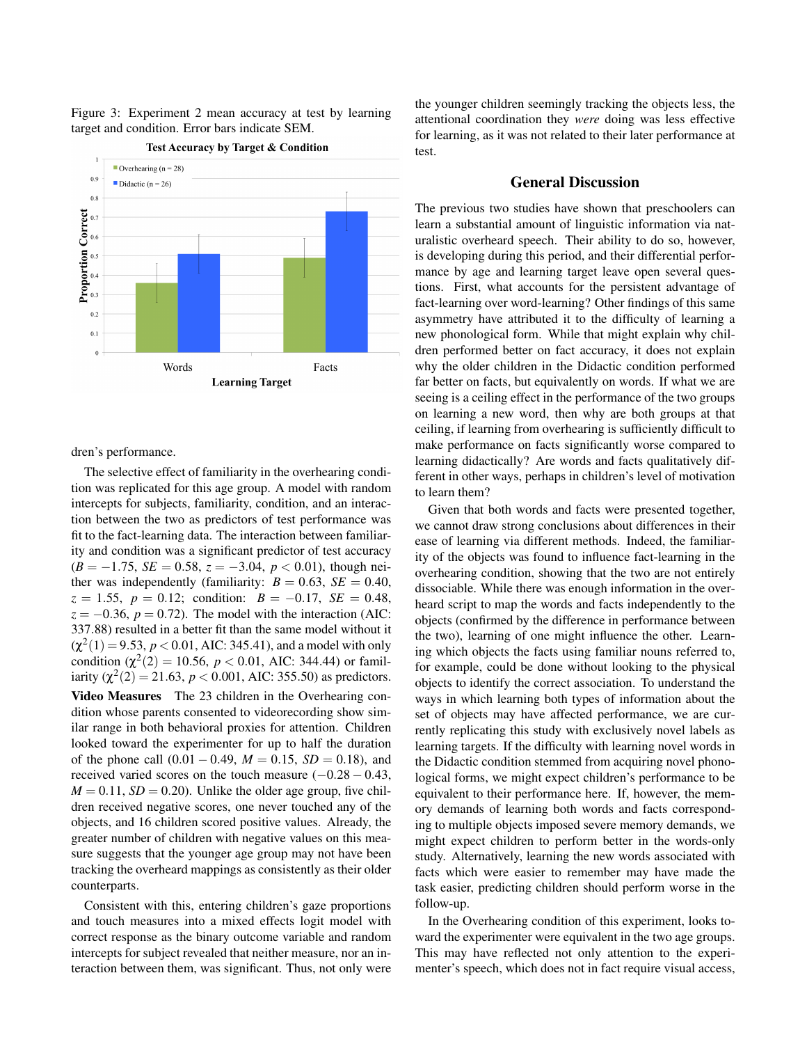Figure 3: Experiment 2 mean accuracy at test by learning target and condition. Error bars indicate SEM.

dren's performance.

The selective effect of familiarity in the overhearing condition was replicated for this age group. A model with random intercepts for subjects, familiarity, condition, and an interaction between the two as predictors of test performance was fit to the fact-learning data. The interaction between familiarity and condition was a significant predictor of test accuracy ($B = -1.75$, $SE = 0.58$, $z = -3.04$, $p < 0.01$), though neither was independently (familiarity: $B = 0.63$, $SE = 0.40$, $z = 1.55$, $p = 0.12$; condition: $B = -0.17$, $SE = 0.48$, $z = -0.36$, $p = 0.72$). The model with the interaction (AIC: 337.88) resulted in a better fit than the same model without it ($\chi^2(1) = 9.53$, $p < 0.01$, AIC: 345.41), and a model with only condition ($\chi^2(2) = 10.56$, $p < 0.01$, AIC: 344.44) or familiarity ($\chi^2(2) = 21.63$, $p < 0.001$, AIC: 355.50) as predictors.

**Video Measures** The 23 children in the Overhearing condition whose parents consented to videorecording show similar range in both behavioral proxies for attention. Children looked toward the experimenter for up to half the duration of the phone call ($0.01-0.49$, $M = 0.15$, $SD = 0.18$), and received varied scores on the touch measure ($-0.28-0.43$, $M = 0.11$, $SD = 0.20$). Unlike the older age group, five children received negative scores, one never touched any of the objects, and 16 children scored positive values. Already, the greater number of children with negative values on this measure suggests that the younger age group may not have been tracking the overheard mappings as consistently as their older counterparts.

Consistent with this, entering children's gaze proportions and touch measures into a mixed effects logit model with correct response as the binary outcome variable and random intercepts for subject revealed that neither measure, nor an interaction between them, was significant. Thus, not only were the younger children seemingly tracking the objects less, the attentional coordination they *were* doing was less effective for learning, as it was not related to their later performance at test.

## General Discussion

The previous two studies have shown that preschoolers can learn a substantial amount of linguistic information via naturalistic overheard speech. Their ability to do so, however, is developing during this period, and their differential performance by age and learning target leave open several questions. First, what accounts for the persistent advantage of fact-learning over word-learning? Other findings of this same asymmetry have attributed it to the difficulty of learning a new phonological form. While that might explain why children performed better on fact accuracy, it does not explain why the older children in the Didactic condition performed far better on facts, but equivalently on words. If what we are seeing is a ceiling effect in the performance of the two groups on learning a new word, then why are both groups at that ceiling, if learning from overhearing is sufficiently difficult to make performance on facts significantly worse compared to learning didactically? Are words and facts qualitatively different in other ways, perhaps in children's level of motivation to learn them?

Given that both words and facts were presented together, we cannot draw strong conclusions about differences in their ease of learning via different methods. Indeed, the familiarity of the objects was found to influence fact-learning in the overhearing condition, showing that the two are not entirely dissociable. While there was enough information in the overheard script to map the words and facts independently to the objects (confirmed by the difference in performance between the two), learning of one might influence the other. Learning which objects the facts using familiar nouns referred to, for example, could be done without looking to the physical objects to identify the correct association. To understand the ways in which learning both types of information about the set of objects may have affected performance, we are currently replicating this study with exclusively novel labels as learning targets. If the difficulty with learning novel words in the Didactic condition stemmed from acquiring novel phonological forms, we might expect children's performance to be equivalent to their performance here. If, however, the memory demands of learning both words and facts corresponding to multiple objects imposed severe memory demands, we might expect children to perform better in the words-only study. Alternatively, learning the new words associated with facts which were easier to remember may have made the task easier, predicting children should perform worse in the follow-up.

In the Overhearing condition of this experiment, looks toward the experimenter were equivalent in the two age groups. This may have reflected not only attention to the experimenter's speech, which does not in fact require visual access,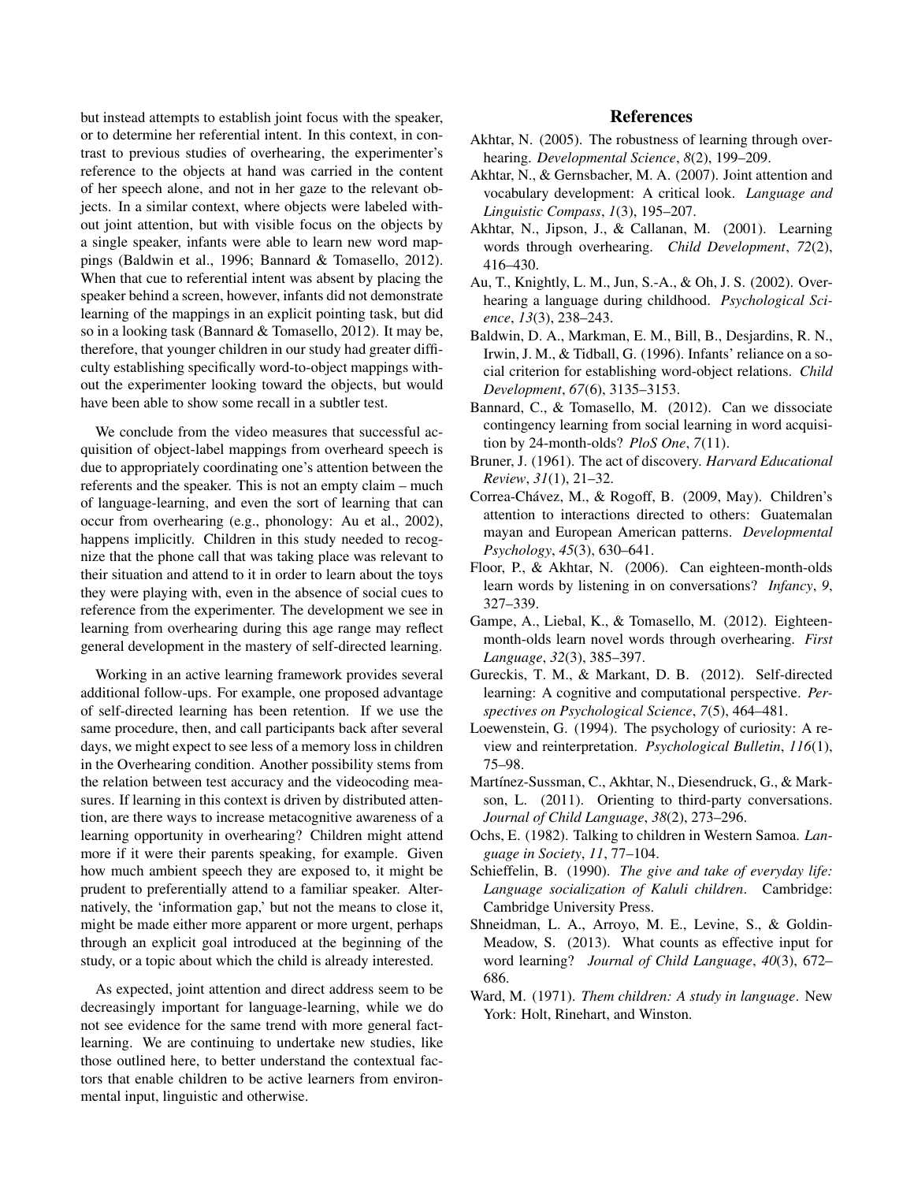but instead attempts to establish joint focus with the speaker, or to determine her referential intent. In this context, in contrast to previous studies of overhearing, the experimenter's reference to the objects at hand was carried in the content of her speech alone, and not in her gaze to the relevant objects. In a similar context, where objects were labeled without joint attention, but with visible focus on the objects by a single speaker, infants were able to learn new word mappings (Baldwin et al., 1996; Bannard & Tomasello, 2012). When that cue to referential intent was absent by placing the speaker behind a screen, however, infants did not demonstrate learning of the mappings in an explicit pointing task, but did so in a looking task (Bannard & Tomasello, 2012). It may be, therefore, that younger children in our study had greater difficulty establishing specifically word-to-object mappings without the experimenter looking toward the objects, but would have been able to show some recall in a subtler test.

We conclude from the video measures that successful acquisition of object-label mappings from overheard speech is due to appropriately coordinating one's attention between the referents and the speaker. This is not an empty claim – much of language-learning, and even the sort of learning that can occur from overhearing (e.g., phonology: Au et al., 2002), happens implicitly. Children in this study needed to recognize that the phone call that was taking place was relevant to their situation and attend to it in order to learn about the toys they were playing with, even in the absence of social cues to reference from the experimenter. The development we see in learning from overhearing during this age range may reflect general development in the mastery of self-directed learning.

Working in an active learning framework provides several additional follow-ups. For example, one proposed advantage of self-directed learning has been retention. If we use the same procedure, then, and call participants back after several days, we might expect to see less of a memory loss in children in the Overhearing condition. Another possibility stems from the relation between test accuracy and the videocoding measures. If learning in this context is driven by distributed attention, are there ways to increase metacognitive awareness of a learning opportunity in overhearing? Children might attend more if it were their parents speaking, for example. Given how much ambient speech they are exposed to, it might be prudent to preferentially attend to a familiar speaker. Alternatively, the 'information gap,' but not the means to close it, might be made either more apparent or more urgent, perhaps through an explicit goal introduced at the beginning of the study, or a topic about which the child is already interested.

As expected, joint attention and direct address seem to be decreasingly important for language-learning, while we do not see evidence for the same trend with more general fact-learning. We are continuing to undertake new studies, like those outlined here, to better understand the contextual factors that enable children to be active learners from environmental input, linguistic and otherwise.

## References

Akhtar, N. (2005). The robustness of learning through overhearing. *Developmental Science*, *8*(2), 199–209.

Akhtar, N., & Gernsbacher, M. A. (2007). Joint attention and vocabulary development: A critical look. *Language and Linguistic Compass*, *1*(3), 195–207.

Akhtar, N., Jipson, J., & Callanan, M. (2001). Learning words through overhearing. *Child Development*, *72*(2), 416–430.

Au, T., Knightly, L. M., Jun, S.-A., & Oh, J. S. (2002). Overhearing a language during childhood. *Psychological Science*, *13*(3), 238–243.

Baldwin, D. A., Markman, E. M., Bill, B., Desjardins, R. N., Irwin, J. M., & Tidball, G. (1996). Infants' reliance on a social criterion for establishing word-object relations. *Child Development*, *67*(6), 3135–3153.

Bannard, C., & Tomasello, M. (2012). Can we dissociate contingency learning from social learning in word acquisition by 24-month-olds? *PloS One*, *7*(11).

Bruner, J. (1961). The act of discovery. *Harvard Educational Review*, *31*(1), 21–32.

Correa-Chávez, M., & Rogoff, B. (2009, May). Children's attention to interactions directed to others: Guatemalan mayan and European American patterns. *Developmental Psychology*, *45*(3), 630–641.

Floor, P., & Akhtar, N. (2006). Can eighteen-month-olds learn words by listening in on conversations? *Infancy*, *9*, 327–339.

Gampe, A., Liebal, K., & Tomasello, M. (2012). Eighteen-month-olds learn novel words through overhearing. *First Language*, *32*(3), 385–397.

Gureckis, T. M., & Markant, D. B. (2012). Self-directed learning: A cognitive and computational perspective. *Perspectives on Psychological Science*, *7*(5), 464–481.

Loewenstein, G. (1994). The psychology of curiosity: A review and reinterpretation. *Psychological Bulletin*, *116*(1), 75–98.

Martínez-Sussman, C., Akhtar, N., Diesendruck, G., & Markson, L. (2011). Orienting to third-party conversations. *Journal of Child Language*, *38*(2), 273–296.

Ochs, E. (1982). Talking to children in Western Samoa. *Language in Society*, *11*, 77–104.

Schieffelin, B. (1990). *The give and take of everyday life: Language socialization of Kaluli children*. Cambridge: Cambridge University Press.

Shneidman, L. A., Arroyo, M. E., Levine, S., & Goldin-Meadow, S. (2013). What counts as effective input for word learning? *Journal of Child Language*, *40*(3), 672–686.

Ward, M. (1971). *Them children: A study in language*. New York: Holt, Rinehart, and Winston.